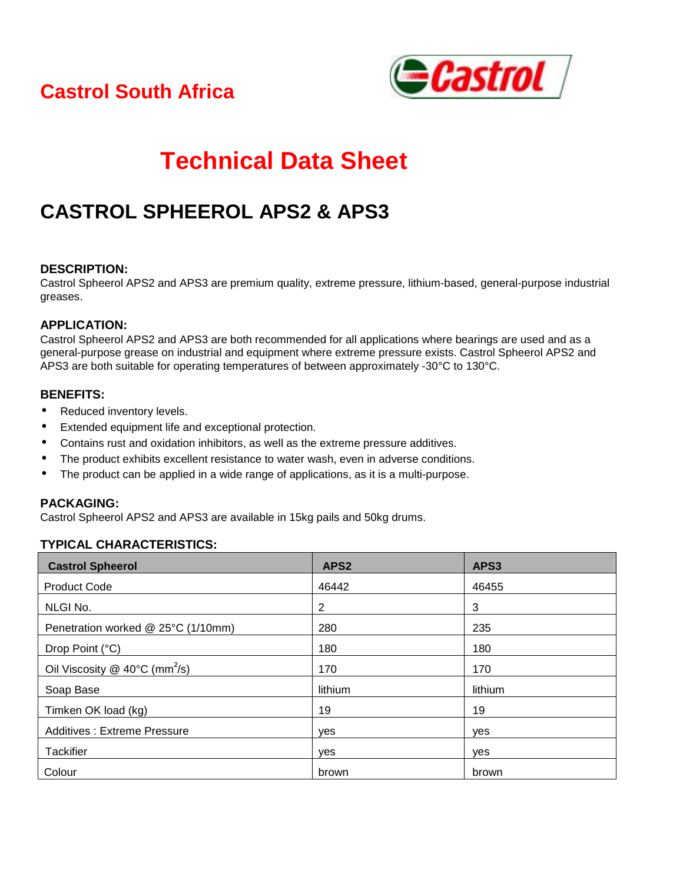Castrol South Africa

# Technical Data Sheet

## CASTROL SPHEEROL APS2 & APS3

### DESCRIPTION:

Castrol Spheerol APS2 and APS3 are premium quality, extreme pressure, lithium-based, general-purpose industrial greases.

### APPLICATION:

Castrol Spheerol APS2 and APS3 are both recommended for all applications where bearings are used and as a general-purpose grease on industrial and equipment where extreme pressure exists. Castrol Spheerol APS2 and APS3 are both suitable for operating temperatures of between approximately -30°C to 130°C.

### BENEFITS:

- Reduced inventory levels.
- Extended equipment life and exceptional protection.
- Contains rust and oxidation inhibitors, as well as the extreme pressure additives.
- The product exhibits excellent resistance to water wash, even in adverse conditions.
- The product can be applied in a wide range of applications, as it is a multi-purpose.

### PACKAGING:

Castrol Spheerol APS2 and APS3 are available in 15kg pails and 50kg drums.

### TYPICAL CHARACTERISTICS:

| Castrol Spheerol | APS2 | APS3 |
|---|---|---|
| Product Code | 46442 | 46455 |
| NLGI No. | 2 | 3 |
| Penetration worked @ 25°C (1/10mm) | 280 | 235 |
| Drop Point (°C) | 180 | 180 |
| Oil Viscosity @ 40°C ($mm^2/s$) | 170 | 170 |
| Soap Base | lithium | lithium |
| Timken OK load (kg) | 19 | 19 |
| Additives : Extreme Pressure | yes | yes |
| Tackifier | yes | yes |
| Colour | brown | brown |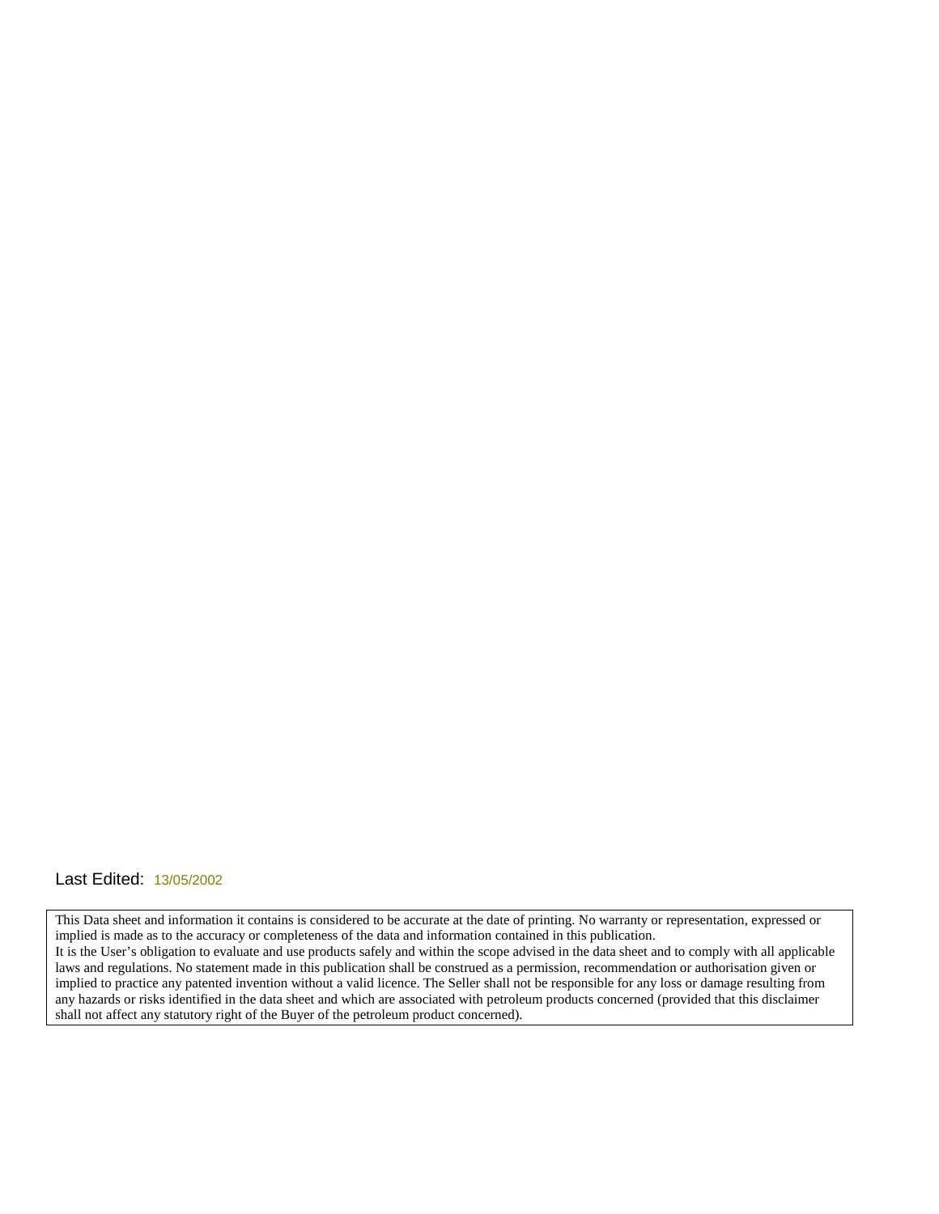Last Edited: 13/05/2002

This Data sheet and information it contains is considered to be accurate at the date of printing. No warranty or representation, expressed or implied is made as to the accuracy or completeness of the data and information contained in this publication.
It is the User's obligation to evaluate and use products safely and within the scope advised in the data sheet and to comply with all applicable laws and regulations. No statement made in this publication shall be construed as a permission, recommendation or authorisation given or implied to practice any patented invention without a valid licence. The Seller shall not be responsible for any loss or damage resulting from any hazards or risks identified in the data sheet and which are associated with petroleum products concerned (provided that this disclaimer shall not affect any statutory right of the Buyer of the petroleum product concerned).